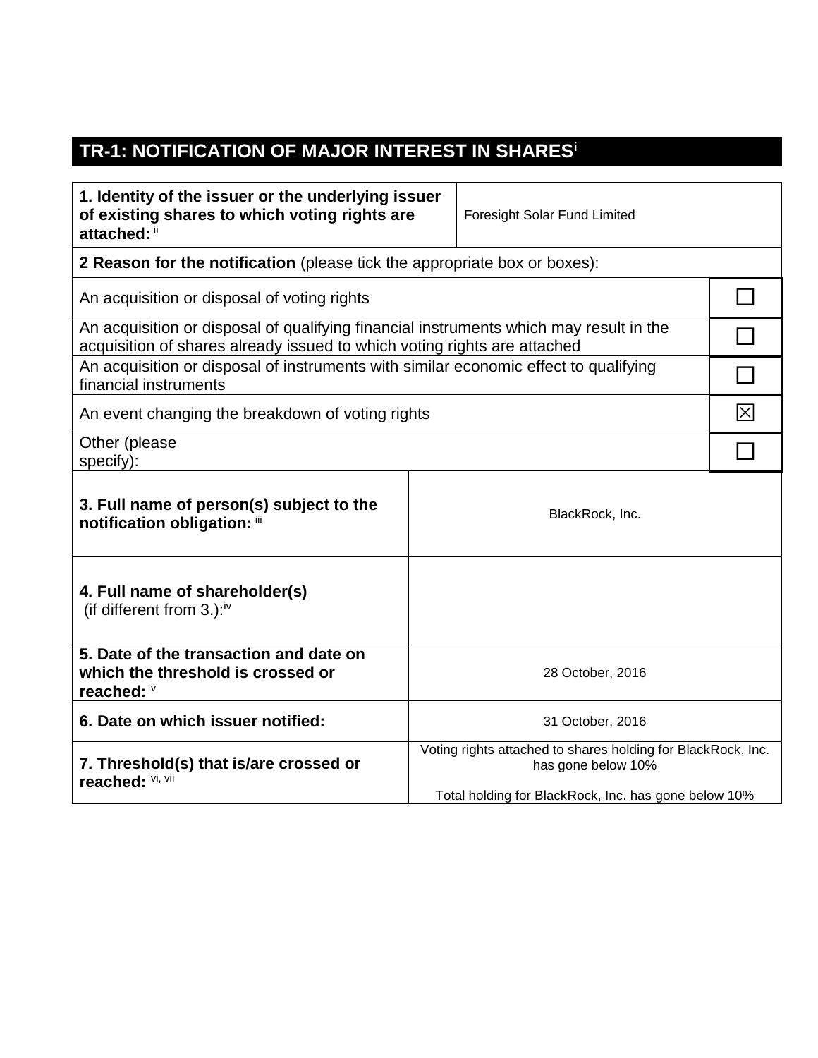# TR-1: NOTIFICATION OF MAJOR INTEREST IN SHARES[i]

| | |
|---|---|
| **1. Identity of the issuer or the underlying issuer of existing shares to which voting rights are attached:** [ii] | Foresight Solar Fund Limited |

**2 Reason for the notification** (please tick the appropriate box or boxes):

| | |
|---|---|
| An acquisition or disposal of voting rights | ☐ |
| An acquisition or disposal of qualifying financial instruments which may result in the acquisition of shares already issued to which voting rights are attached | ☐ |
| An acquisition or disposal of instruments with similar economic effect to qualifying financial instruments | ☐ |
| An event changing the breakdown of voting rights | ☒ |
| Other (please specify): | ☐ |

| | |
|---|---|
| **3. Full name of person(s) subject to the notification obligation:** [iii] | BlackRock, Inc. |
| **4. Full name of shareholder(s)** (if different from 3.):[iv] | |
| **5. Date of the transaction and date on which the threshold is crossed or reached:** [v] | 28 October, 2016 |
| **6. Date on which issuer notified:** | 31 October, 2016 |
| **7. Threshold(s) that is/are crossed or reached:** [vi, vii] | Voting rights attached to shares holding for BlackRock, Inc. has gone below 10%<br><br>Total holding for BlackRock, Inc. has gone below 10% |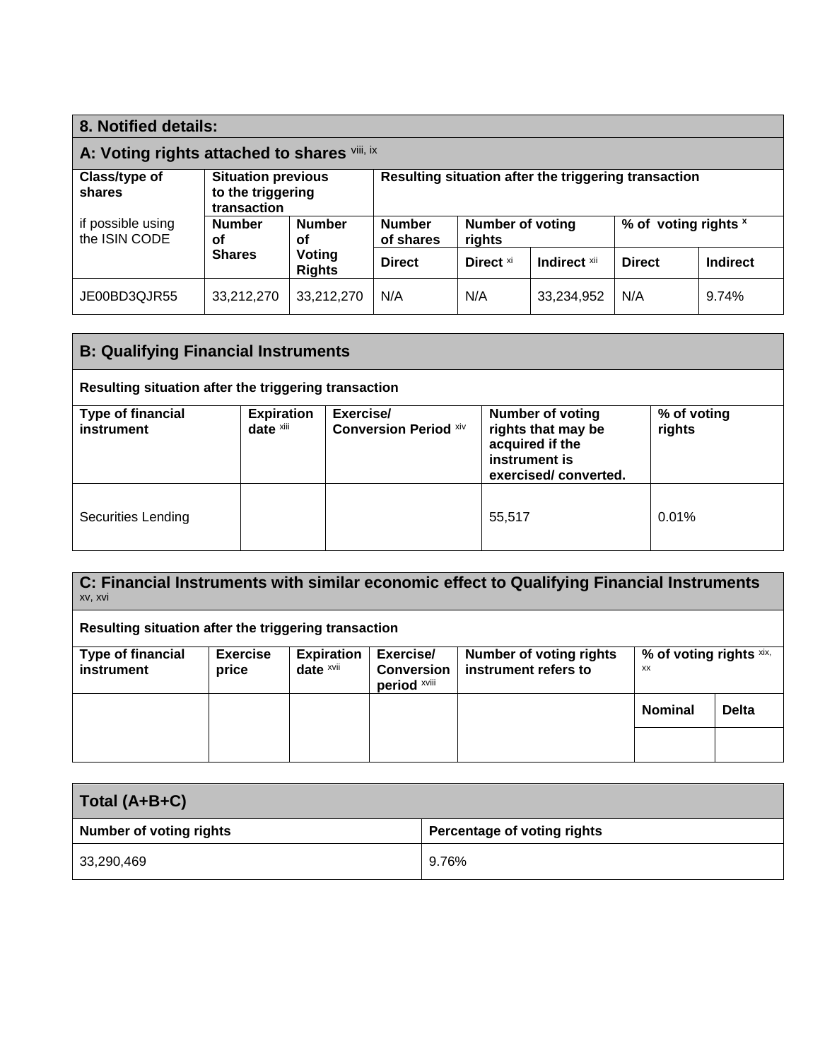## 8. Notified details:

### A: Voting rights attached to shares [viii, ix]

| Class/type of shares<br><br>if possible using the ISIN CODE | Situation previous to the triggering transaction | | Resulting situation after the triggering transaction | | | | |
|---|---|---|---|---|---|---|---|
| | Number of Shares | Number of Voting Rights | Number of shares | Number of voting rights | | % of voting rights [x] | |
| | | | Direct | Direct [xi] | Indirect [xii] | Direct | Indirect |
| JE00BD3QJR55 | 33,212,270 | 33,212,270 | N/A | N/A | 33,234,952 | N/A | 9.74% |

### B: Qualifying Financial Instruments

**Resulting situation after the triggering transaction**

| Type of financial instrument | Expiration date [xiii] | Exercise/ Conversion Period [xiv] | Number of voting rights that may be acquired if the instrument is exercised/ converted. | % of voting rights |
|---|---|---|---|---|
| Securities Lending | | | 55,517 | 0.01% |

### C: Financial Instruments with similar economic effect to Qualifying Financial Instruments [xv, xvi]

**Resulting situation after the triggering transaction**

| Type of financial instrument | Exercise price | Expiration date [xvii] | Exercise/ Conversion period [xviii] | Number of voting rights instrument refers to | % of voting rights [xix, xx] | |
|---|---|---|---|---|---|---|
| | | | | | Nominal | Delta |
| | | | | | | |

### Total (A+B+C)

| Number of voting rights | Percentage of voting rights |
|---|---|
| 33,290,469 | 9.76% |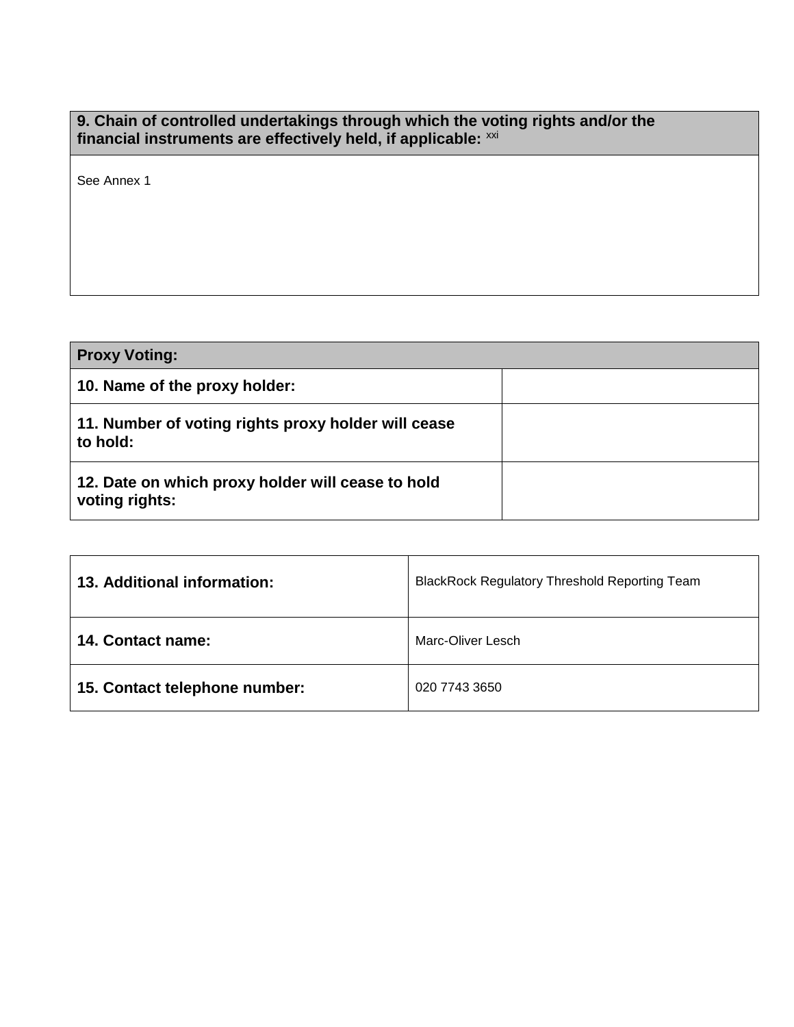| 9. Chain of controlled undertakings through which the voting rights and/or the financial instruments are effectively held, if applicable: [xxi] |
| --- |
| See Annex 1 |

| Proxy Voting: | |
| --- | --- |
| 10. Name of the proxy holder: | |
| 11. Number of voting rights proxy holder will cease to hold: | |
| 12. Date on which proxy holder will cease to hold voting rights: | |

| 13. Additional information: | BlackRock Regulatory Threshold Reporting Team |
| --- | --- |
| 14. Contact name: | Marc-Oliver Lesch |
| 15. Contact telephone number: | 020 7743 3650 |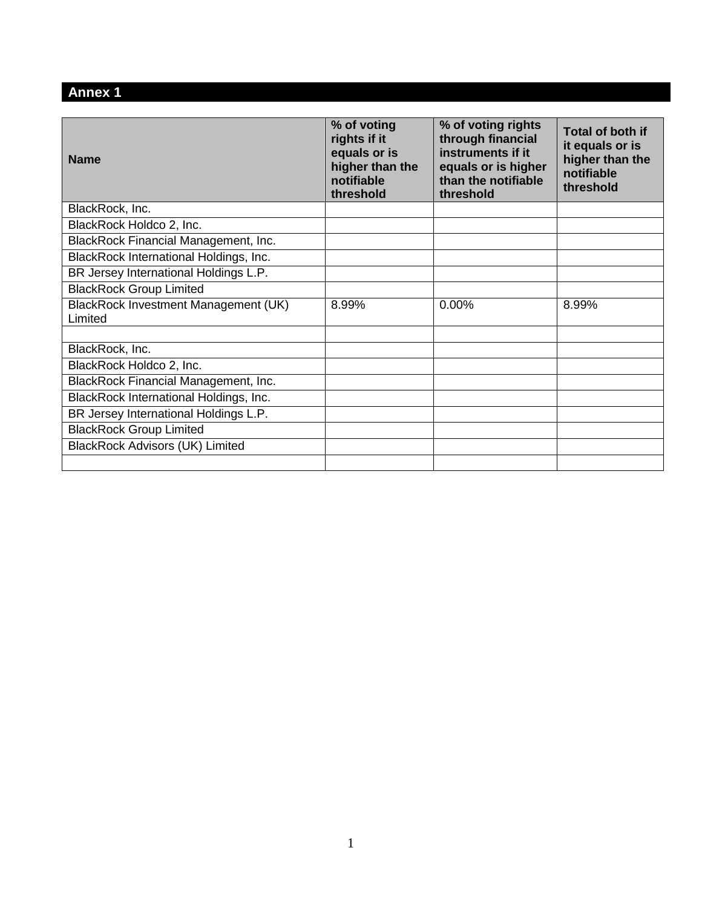## Annex 1

| Name | % of voting rights if it equals or is higher than the notifiable threshold | % of voting rights through financial instruments if it equals or is higher than the notifiable threshold | Total of both if it equals or is higher than the notifiable threshold |
|---|---|---|---|
| BlackRock, Inc. | | | |
| BlackRock Holdco 2, Inc. | | | |
| BlackRock Financial Management, Inc. | | | |
| BlackRock International Holdings, Inc. | | | |
| BR Jersey International Holdings L.P. | | | |
| BlackRock Group Limited | | | |
| BlackRock Investment Management (UK) Limited | 8.99% | 0.00% | 8.99% |
| | | | |
| BlackRock, Inc. | | | |
| BlackRock Holdco 2, Inc. | | | |
| BlackRock Financial Management, Inc. | | | |
| BlackRock International Holdings, Inc. | | | |
| BR Jersey International Holdings L.P. | | | |
| BlackRock Group Limited | | | |
| BlackRock Advisors (UK) Limited | | | |
| | | | |